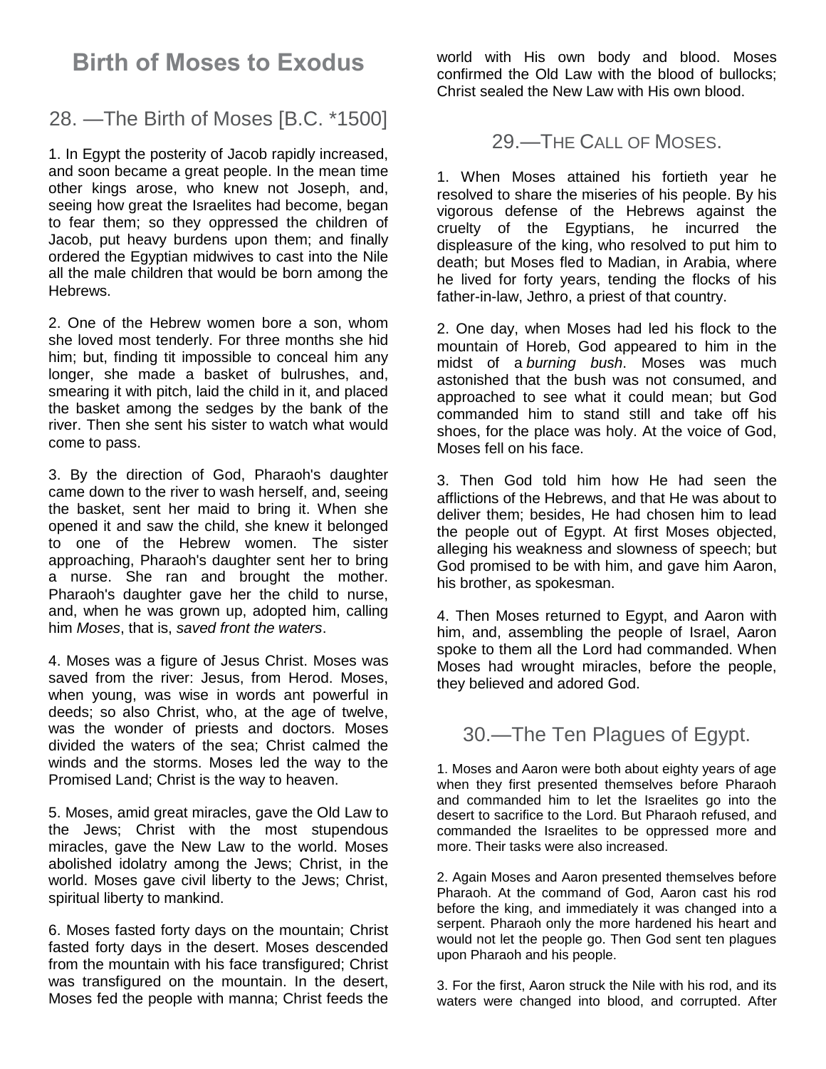# Birth of Moses to Exodus

## 28. —The Birth of Moses [B.C. *1500]

1. In Egypt the posterity of Jacob rapidly increased, and soon became a great people. In the mean time other kings arose, who knew not Joseph, and, seeing how great the Israelites had become, began to fear them; so they oppressed the children of Jacob, put heavy burdens upon them; and finally ordered the Egyptian midwives to cast into the Nile all the male children that would be born among the Hebrews.

2. One of the Hebrew women bore a son, whom she loved most tenderly. For three months she hid him; but, finding tit impossible to conceal him any longer, she made a basket of bulrushes, and, smearing it with pitch, laid the child in it, and placed the basket among the sedges by the bank of the river. Then she sent his sister to watch what would come to pass.

3. By the direction of God, Pharaoh's daughter came down to the river to wash herself, and, seeing the basket, sent her maid to bring it. When she opened it and saw the child, she knew it belonged to one of the Hebrew women. The sister approaching, Pharaoh's daughter sent her to bring a nurse. She ran and brought the mother. Pharaoh's daughter gave her the child to nurse, and, when he was grown up, adopted him, calling him *Moses*, that is, *saved front the waters*.

4. Moses was a figure of Jesus Christ. Moses was saved from the river: Jesus, from Herod. Moses, when young, was wise in words ant powerful in deeds; so also Christ, who, at the age of twelve, was the wonder of priests and doctors. Moses divided the waters of the sea; Christ calmed the winds and the storms. Moses led the way to the Promised Land; Christ is the way to heaven.

5. Moses, amid great miracles, gave the Old Law to the Jews; Christ with the most stupendous miracles, gave the New Law to the world. Moses abolished idolatry among the Jews; Christ, in the world. Moses gave civil liberty to the Jews; Christ, spiritual liberty to mankind.

6. Moses fasted forty days on the mountain; Christ fasted forty days in the desert. Moses descended from the mountain with his face transfigured; Christ was transfigured on the mountain. In the desert, Moses fed the people with manna; Christ feeds the world with His own body and blood. Moses confirmed the Old Law with the blood of bullocks; Christ sealed the New Law with His own blood.

## 29.—The Call of Moses.

1. When Moses attained his fortieth year he resolved to share the miseries of his people. By his vigorous defense of the Hebrews against the cruelty of the Egyptians, he incurred the displeasure of the king, who resolved to put him to death; but Moses fled to Madian, in Arabia, where he lived for forty years, tending the flocks of his father-in-law, Jethro, a priest of that country.

2. One day, when Moses had led his flock to the mountain of Horeb, God appeared to him in the midst of a *burning bush*. Moses was much astonished that the bush was not consumed, and approached to see what it could mean; but God commanded him to stand still and take off his shoes, for the place was holy. At the voice of God, Moses fell on his face.

3. Then God told him how He had seen the afflictions of the Hebrews, and that He was about to deliver them; besides, He had chosen him to lead the people out of Egypt. At first Moses objected, alleging his weakness and slowness of speech; but God promised to be with him, and gave him Aaron, his brother, as spokesman.

4. Then Moses returned to Egypt, and Aaron with him, and, assembling the people of Israel, Aaron spoke to them all the Lord had commanded. When Moses had wrought miracles, before the people, they believed and adored God.

## 30.—The Ten Plagues of Egypt.

1. Moses and Aaron were both about eighty years of age when they first presented themselves before Pharaoh and commanded him to let the Israelites go into the desert to sacrifice to the Lord. But Pharaoh refused, and commanded the Israelites to be oppressed more and more. Their tasks were also increased.

2. Again Moses and Aaron presented themselves before Pharaoh. At the command of God, Aaron cast his rod before the king, and immediately it was changed into a serpent. Pharaoh only the more hardened his heart and would not let the people go. Then God sent ten plagues upon Pharaoh and his people.

3. For the first, Aaron struck the Nile with his rod, and its waters were changed into blood, and corrupted. After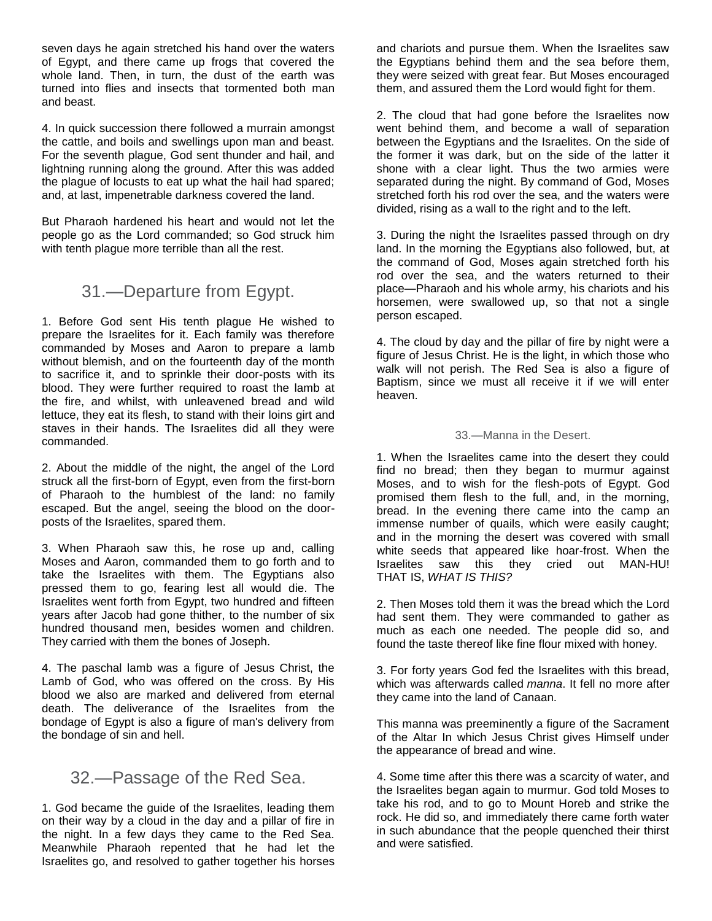seven days he again stretched his hand over the waters of Egypt, and there came up frogs that covered the whole land. Then, in turn, the dust of the earth was turned into flies and insects that tormented both man and beast.

4. In quick succession there followed a murrain amongst the cattle, and boils and swellings upon man and beast. For the seventh plague, God sent thunder and hail, and lightning running along the ground. After this was added the plague of locusts to eat up what the hail had spared; and, at last, impenetrable darkness covered the land.

But Pharaoh hardened his heart and would not let the people go as the Lord commanded; so God struck him with tenth plague more terrible than all the rest.

## 31.—Departure from Egypt.

1. Before God sent His tenth plague He wished to prepare the Israelites for it. Each family was therefore commanded by Moses and Aaron to prepare a lamb without blemish, and on the fourteenth day of the month to sacrifice it, and to sprinkle their door-posts with its blood. They were further required to roast the lamb at the fire, and whilst, with unleavened bread and wild lettuce, they eat its flesh, to stand with their loins girt and staves in their hands. The Israelites did all they were commanded.

2. About the middle of the night, the angel of the Lord struck all the first-born of Egypt, even from the first-born of Pharaoh to the humblest of the land: no family escaped. But the angel, seeing the blood on the door-posts of the Israelites, spared them.

3. When Pharaoh saw this, he rose up and, calling Moses and Aaron, commanded them to go forth and to take the Israelites with them. The Egyptians also pressed them to go, fearing lest all would die. The Israelites went forth from Egypt, two hundred and fifteen years after Jacob had gone thither, to the number of six hundred thousand men, besides women and children. They carried with them the bones of Joseph.

4. The paschal lamb was a figure of Jesus Christ, the Lamb of God, who was offered on the cross. By His blood we also are marked and delivered from eternal death. The deliverance of the Israelites from the bondage of Egypt is also a figure of man's delivery from the bondage of sin and hell.

## 32.—Passage of the Red Sea.

1. God became the guide of the Israelites, leading them on their way by a cloud in the day and a pillar of fire in the night. In a few days they came to the Red Sea. Meanwhile Pharaoh repented that he had let the Israelites go, and resolved to gather together his horses and chariots and pursue them. When the Israelites saw the Egyptians behind them and the sea before them, they were seized with great fear. But Moses encouraged them, and assured them the Lord would fight for them.

2. The cloud that had gone before the Israelites now went behind them, and become a wall of separation between the Egyptians and the Israelites. On the side of the former it was dark, but on the side of the latter it shone with a clear light. Thus the two armies were separated during the night. By command of God, Moses stretched forth his rod over the sea, and the waters were divided, rising as a wall to the right and to the left.

3. During the night the Israelites passed through on dry land. In the morning the Egyptians also followed, but, at the command of God, Moses again stretched forth his rod over the sea, and the waters returned to their place—Pharaoh and his whole army, his chariots and his horsemen, were swallowed up, so that not a single person escaped.

4. The cloud by day and the pillar of fire by night were a figure of Jesus Christ. He is the light, in which those who walk will not perish. The Red Sea is also a figure of Baptism, since we must all receive it if we will enter heaven.

### 33.—Manna in the Desert.

1. When the Israelites came into the desert they could find no bread; then they began to murmur against Moses, and to wish for the flesh-pots of Egypt. God promised them flesh to the full, and, in the morning, bread. In the evening there came into the camp an immense number of quails, which were easily caught; and in the morning the desert was covered with small white seeds that appeared like hoar-frost. When the Israelites saw this they cried out MAN-HU! THAT IS, *WHAT IS THIS?*

2. Then Moses told them it was the bread which the Lord had sent them. They were commanded to gather as much as each one needed. The people did so, and found the taste thereof like fine flour mixed with honey.

3. For forty years God fed the Israelites with this bread, which was afterwards called *manna*. It fell no more after they came into the land of Canaan.

This manna was preeminently a figure of the Sacrament of the Altar In which Jesus Christ gives Himself under the appearance of bread and wine.

4. Some time after this there was a scarcity of water, and the Israelites began again to murmur. God told Moses to take his rod, and to go to Mount Horeb and strike the rock. He did so, and immediately there came forth water in such abundance that the people quenched their thirst and were satisfied.